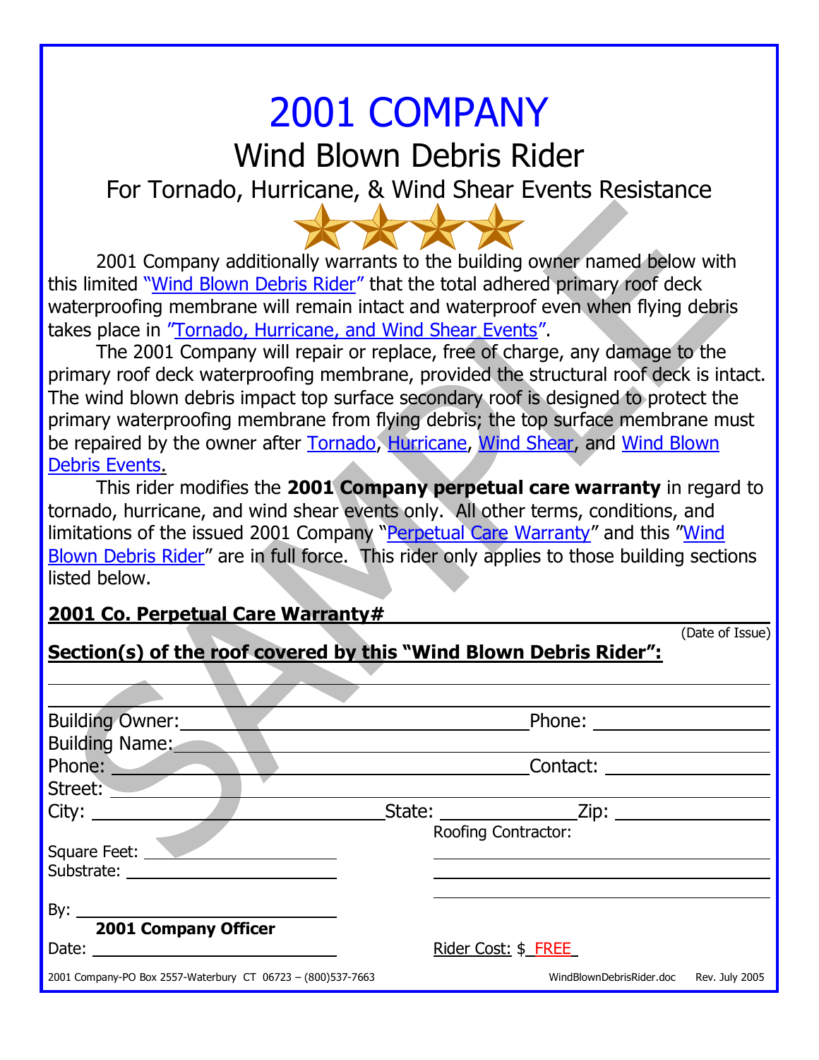# 2001 COMPANY

## Wind Blown Debris Rider

### For Tornado, Hurricane, & Wind Shear Events Resistance

2001 Company additionally warrants to the building owner named below with this limited "Wind Blown Debris Rider" that the total adhered primary roof deck waterproofing membrane will remain intact and waterproof even when flying debris takes place in "Tornado, Hurricane, and Wind Shear Events".

The 2001 Company will repair or replace, free of charge, any damage to the primary roof deck waterproofing membrane, provided the structural roof deck is intact. The wind blown debris impact top surface secondary roof is designed to protect the primary waterproofing membrane from flying debris; the top surface membrane must be repaired by the owner after Tornado, Hurricane, Wind Shear, and Wind Blown Debris Events.

This rider modifies the **2001 Company perpetual care warranty** in regard to tornado, hurricane, and wind shear events only. All other terms, conditions, and limitations of the issued 2001 Company "Perpetual Care Warranty" and this "Wind Blown Debris Rider" are in full force. This rider only applies to those building sections listed below.

**2001 Co. Perpetual Care Warranty#** ______________________________

(Date of Issue)

**Section(s) of the roof covered by this "Wind Blown Debris Rider":**

______________________________

______________________________

Building Owner: ______________________________ Phone: ______________

Building Name: ______________________________

Phone: ______________________________ Contact: ______________

Street: ______________________________

City: ______________ State: ______________ Zip: ______________

Square Feet: ______________ Roofing Contractor: ______________

Substrate: ______________ ______________

______________

By: ______________

**2001 Company Officer**

Date: ______________ Rider Cost: $ FREE

2001 Company-PO Box 2557-Waterbury CT 06723 – (800)537-7663 WindBlownDebrisRider.doc Rev. July 2005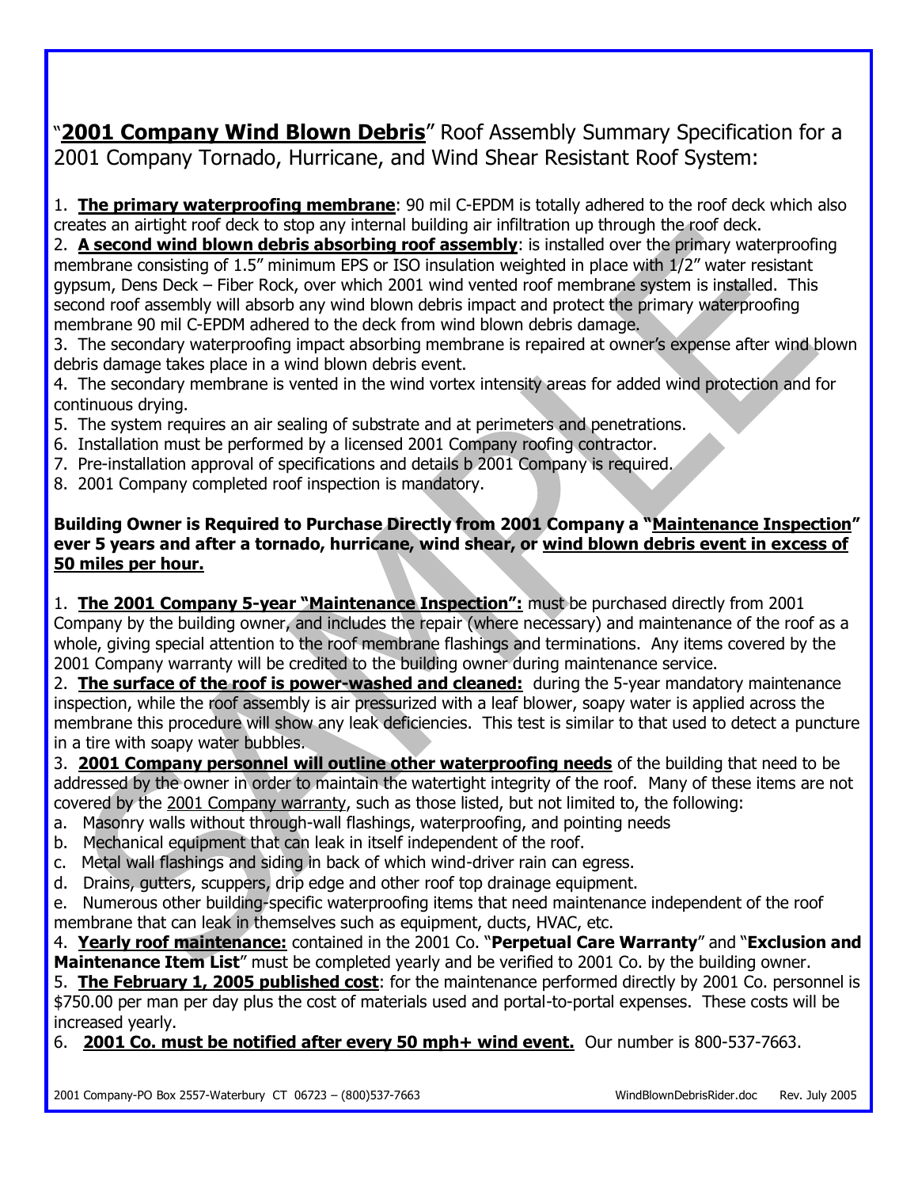## "**<u>2001 Company Wind Blown Debris</u>**" Roof Assembly Summary Specification for a 2001 Company Tornado, Hurricane, and Wind Shear Resistant Roof System:

1. **<u>The primary waterproofing membrane</u>**: 90 mil C-EPDM is totally adhered to the roof deck which also creates an airtight roof deck to stop any internal building air infiltration up through the roof deck.
2. **<u>A second wind blown debris absorbing roof assembly</u>**: is installed over the primary waterproofing membrane consisting of 1.5" minimum EPS or ISO insulation weighted in place with 1/2" water resistant gypsum, Dens Deck – Fiber Rock, over which 2001 wind vented roof membrane system is installed. This second roof assembly will absorb any wind blown debris impact and protect the primary waterproofing membrane 90 mil C-EPDM adhered to the deck from wind blown debris damage.
3. The secondary waterproofing impact absorbing membrane is repaired at owner's expense after wind blown debris damage takes place in a wind blown debris event.
4. The secondary membrane is vented in the wind vortex intensity areas for added wind protection and for continuous drying.
5. The system requires an air sealing of substrate and at perimeters and penetrations.
6. Installation must be performed by a licensed 2001 Company roofing contractor.
7. Pre-installation approval of specifications and details b 2001 Company is required.
8. 2001 Company completed roof inspection is mandatory.

**Building Owner is Required to Purchase Directly from 2001 Company a "<u>Maintenance Inspection</u>" ever 5 years and after a tornado, hurricane, wind shear, or <u>wind blown debris event in excess of 50 miles per hour.</u>**

1. **<u>The 2001 Company 5-year "Maintenance Inspection":</u>** must be purchased directly from 2001 Company by the building owner, and includes the repair (where necessary) and maintenance of the roof as a whole, giving special attention to the roof membrane flashings and terminations. Any items covered by the 2001 Company warranty will be credited to the building owner during maintenance service.
2. **<u>The surface of the roof is power-washed and cleaned:</u>** during the 5-year mandatory maintenance inspection, while the roof assembly is air pressurized with a leaf blower, soapy water is applied across the membrane this procedure will show any leak deficiencies. This test is similar to that used to detect a puncture in a tire with soapy water bubbles.
3. **<u>2001 Company personnel will outline other waterproofing needs</u>** of the building that need to be addressed by the owner in order to maintain the watertight integrity of the roof. Many of these items are not covered by the <u>2001 Company warranty</u>, such as those listed, but not limited to, the following:
   a. Masonry walls without through-wall flashings, waterproofing, and pointing needs
   b. Mechanical equipment that can leak in itself independent of the roof.
   c. Metal wall flashings and siding in back of which wind-driver rain can egress.
   d. Drains, gutters, scuppers, drip edge and other roof top drainage equipment.
   e. Numerous other building-specific waterproofing items that need maintenance independent of the roof membrane that can leak in themselves such as equipment, ducts, HVAC, etc.
4. **<u>Yearly roof maintenance:</u>** contained in the 2001 Co. "**Perpetual Care Warranty**" and "**Exclusion and Maintenance Item List**" must be completed yearly and be verified to 2001 Co. by the building owner.
5. **<u>The February 1, 2005 published cost</u>**: for the maintenance performed directly by 2001 Co. personnel is $750.00 per man per day plus the cost of materials used and portal-to-portal expenses. These costs will be increased yearly.
6. **<u>2001 Co. must be notified after every 50 mph+ wind event.</u>** Our number is 800-537-7663.